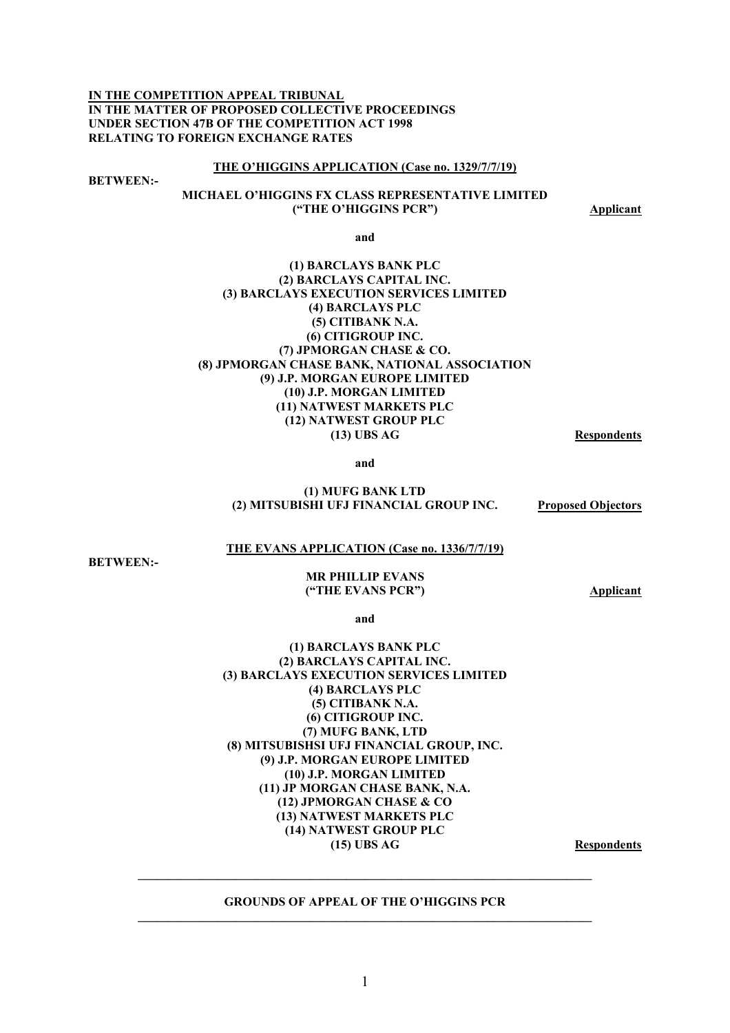**IN THE COMPETITION APPEAL TRIBUNAL**
**IN THE MATTER OF PROPOSED COLLECTIVE PROCEEDINGS UNDER SECTION 47B OF THE COMPETITION ACT 1998 RELATING TO FOREIGN EXCHANGE RATES**

**THE O'HIGGINS APPLICATION (Case no. 1329/7/7/19)**

**BETWEEN:-**

**MICHAEL O'HIGGINS FX CLASS REPRESENTATIVE LIMITED ("THE O'HIGGINS PCR")** — **Applicant**

**and**

**(1) BARCLAYS BANK PLC**
**(2) BARCLAYS CAPITAL INC.**
**(3) BARCLAYS EXECUTION SERVICES LIMITED**
**(4) BARCLAYS PLC**
**(5) CITIBANK N.A.**
**(6) CITIGROUP INC.**
**(7) JPMORGAN CHASE & CO.**
**(8) JPMORGAN CHASE BANK, NATIONAL ASSOCIATION**
**(9) J.P. MORGAN EUROPE LIMITED**
**(10) J.P. MORGAN LIMITED**
**(11) NATWEST MARKETS PLC**
**(12) NATWEST GROUP PLC**
**(13) UBS AG** — **Respondents**

**and**

**(1) MUFG BANK LTD**
**(2) MITSUBISHI UFJ FINANCIAL GROUP INC.** — **Proposed Objectors**

**THE EVANS APPLICATION (Case no. 1336/7/7/19)**

**BETWEEN:-**

**MR PHILLIP EVANS ("THE EVANS PCR")** — **Applicant**

**and**

**(1) BARCLAYS BANK PLC**
**(2) BARCLAYS CAPITAL INC.**
**(3) BARCLAYS EXECUTION SERVICES LIMITED**
**(4) BARCLAYS PLC**
**(5) CITIBANK N.A.**
**(6) CITIGROUP INC.**
**(7) MUFG BANK, LTD**
**(8) MITSUBISHSI UFJ FINANCIAL GROUP, INC.**
**(9) J.P. MORGAN EUROPE LIMITED**
**(10) J.P. MORGAN LIMITED**
**(11) JP MORGAN CHASE BANK, N.A.**
**(12) JPMORGAN CHASE & CO**
**(13) NATWEST MARKETS PLC**
**(14) NATWEST GROUP PLC**
**(15) UBS AG** — **Respondents**

---

**GROUNDS OF APPEAL OF THE O'HIGGINS PCR**

---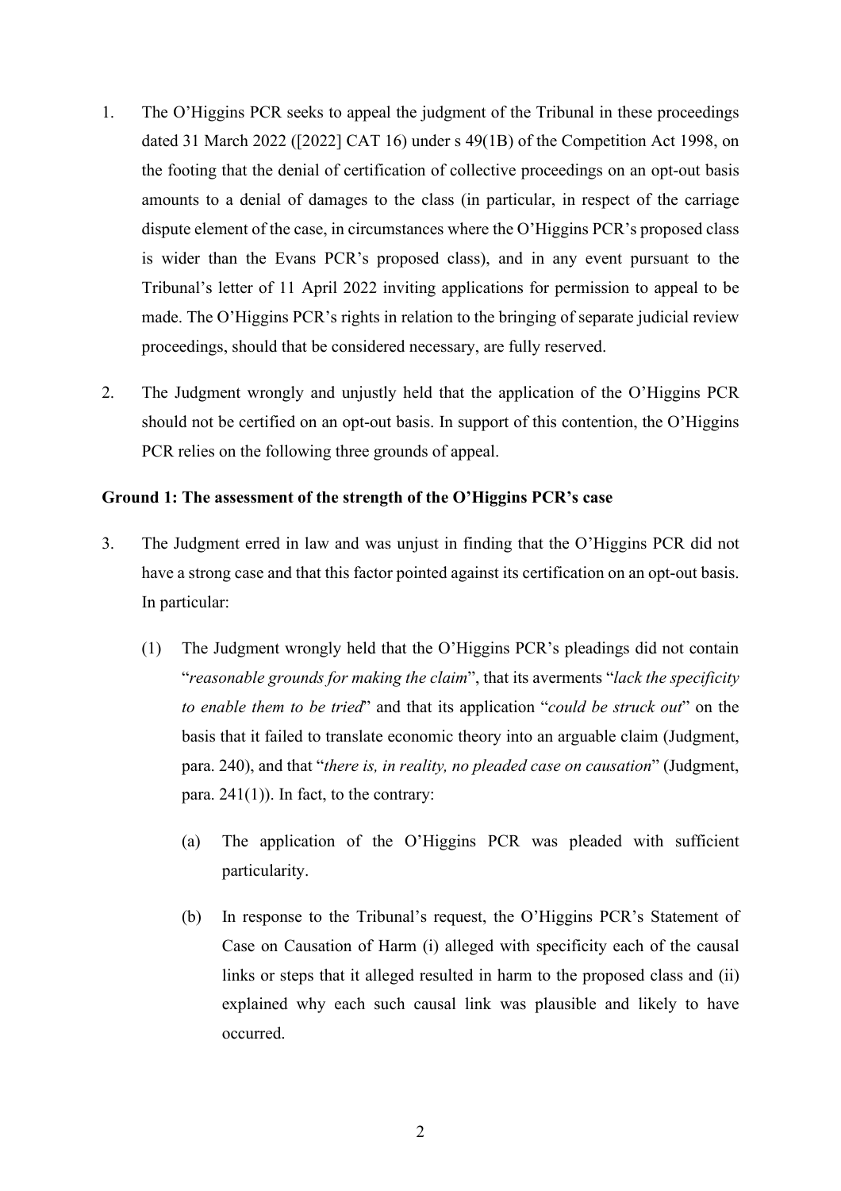1. The O'Higgins PCR seeks to appeal the judgment of the Tribunal in these proceedings dated 31 March 2022 ([2022] CAT 16) under s 49(1B) of the Competition Act 1998, on the footing that the denial of certification of collective proceedings on an opt-out basis amounts to a denial of damages to the class (in particular, in respect of the carriage dispute element of the case, in circumstances where the O'Higgins PCR's proposed class is wider than the Evans PCR's proposed class), and in any event pursuant to the Tribunal's letter of 11 April 2022 inviting applications for permission to appeal to be made. The O'Higgins PCR's rights in relation to the bringing of separate judicial review proceedings, should that be considered necessary, are fully reserved.

2. The Judgment wrongly and unjustly held that the application of the O'Higgins PCR should not be certified on an opt-out basis. In support of this contention, the O'Higgins PCR relies on the following three grounds of appeal.

**Ground 1: The assessment of the strength of the O'Higgins PCR's case**

3. The Judgment erred in law and was unjust in finding that the O'Higgins PCR did not have a strong case and that this factor pointed against its certification on an opt-out basis. In particular:

   (1) The Judgment wrongly held that the O'Higgins PCR's pleadings did not contain "*reasonable grounds for making the claim*", that its averments "*lack the specificity to enable them to be tried*" and that its application "*could be struck out*" on the basis that it failed to translate economic theory into an arguable claim (Judgment, para. 240), and that "*there is, in reality, no pleaded case on causation*" (Judgment, para. 241(1)). In fact, to the contrary:

      (a) The application of the O'Higgins PCR was pleaded with sufficient particularity.

      (b) In response to the Tribunal's request, the O'Higgins PCR's Statement of Case on Causation of Harm (i) alleged with specificity each of the causal links or steps that it alleged resulted in harm to the proposed class and (ii) explained why each such causal link was plausible and likely to have occurred.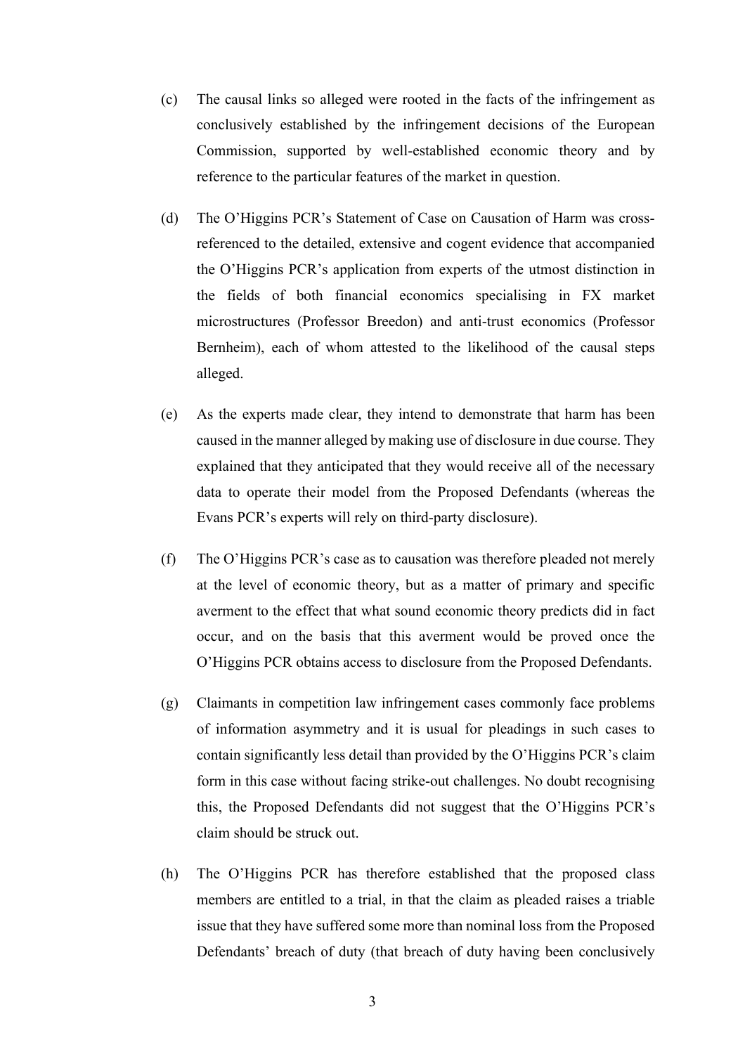(c) The causal links so alleged were rooted in the facts of the infringement as conclusively established by the infringement decisions of the European Commission, supported by well-established economic theory and by reference to the particular features of the market in question.

(d) The O'Higgins PCR's Statement of Case on Causation of Harm was cross-referenced to the detailed, extensive and cogent evidence that accompanied the O'Higgins PCR's application from experts of the utmost distinction in the fields of both financial economics specialising in FX market microstructures (Professor Breedon) and anti-trust economics (Professor Bernheim), each of whom attested to the likelihood of the causal steps alleged.

(e) As the experts made clear, they intend to demonstrate that harm has been caused in the manner alleged by making use of disclosure in due course. They explained that they anticipated that they would receive all of the necessary data to operate their model from the Proposed Defendants (whereas the Evans PCR's experts will rely on third-party disclosure).

(f) The O'Higgins PCR's case as to causation was therefore pleaded not merely at the level of economic theory, but as a matter of primary and specific averment to the effect that what sound economic theory predicts did in fact occur, and on the basis that this averment would be proved once the O'Higgins PCR obtains access to disclosure from the Proposed Defendants.

(g) Claimants in competition law infringement cases commonly face problems of information asymmetry and it is usual for pleadings in such cases to contain significantly less detail than provided by the O'Higgins PCR's claim form in this case without facing strike-out challenges. No doubt recognising this, the Proposed Defendants did not suggest that the O'Higgins PCR's claim should be struck out.

(h) The O'Higgins PCR has therefore established that the proposed class members are entitled to a trial, in that the claim as pleaded raises a triable issue that they have suffered some more than nominal loss from the Proposed Defendants' breach of duty (that breach of duty having been conclusively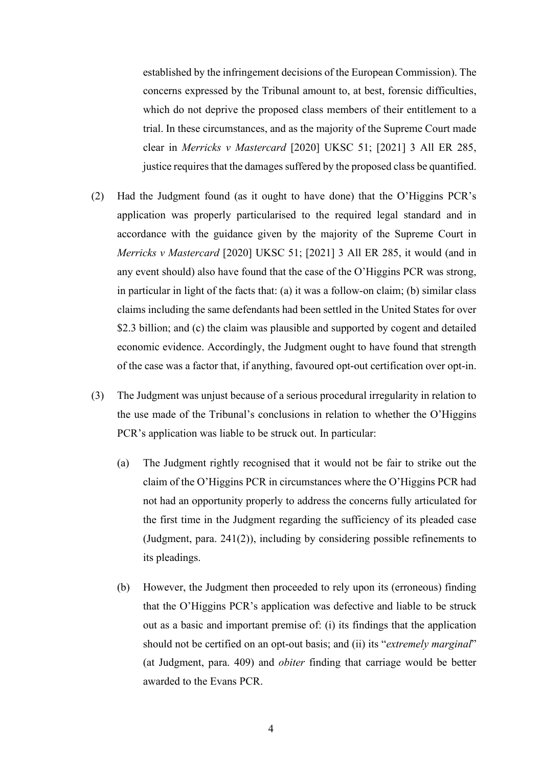established by the infringement decisions of the European Commission). The concerns expressed by the Tribunal amount to, at best, forensic difficulties, which do not deprive the proposed class members of their entitlement to a trial. In these circumstances, and as the majority of the Supreme Court made clear in *Merricks v Mastercard* [2020] UKSC 51; [2021] 3 All ER 285, justice requires that the damages suffered by the proposed class be quantified.

(2) Had the Judgment found (as it ought to have done) that the O'Higgins PCR's application was properly particularised to the required legal standard and in accordance with the guidance given by the majority of the Supreme Court in *Merricks v Mastercard* [2020] UKSC 51; [2021] 3 All ER 285, it would (and in any event should) also have found that the case of the O'Higgins PCR was strong, in particular in light of the facts that: (a) it was a follow-on claim; (b) similar class claims including the same defendants had been settled in the United States for over \$2.3 billion; and (c) the claim was plausible and supported by cogent and detailed economic evidence. Accordingly, the Judgment ought to have found that strength of the case was a factor that, if anything, favoured opt-out certification over opt-in.

(3) The Judgment was unjust because of a serious procedural irregularity in relation to the use made of the Tribunal's conclusions in relation to whether the O'Higgins PCR's application was liable to be struck out. In particular:

   (a) The Judgment rightly recognised that it would not be fair to strike out the claim of the O'Higgins PCR in circumstances where the O'Higgins PCR had not had an opportunity properly to address the concerns fully articulated for the first time in the Judgment regarding the sufficiency of its pleaded case (Judgment, para. 241(2)), including by considering possible refinements to its pleadings.

   (b) However, the Judgment then proceeded to rely upon its (erroneous) finding that the O'Higgins PCR's application was defective and liable to be struck out as a basic and important premise of: (i) its findings that the application should not be certified on an opt-out basis; and (ii) its "*extremely marginal*" (at Judgment, para. 409) and *obiter* finding that carriage would be better awarded to the Evans PCR.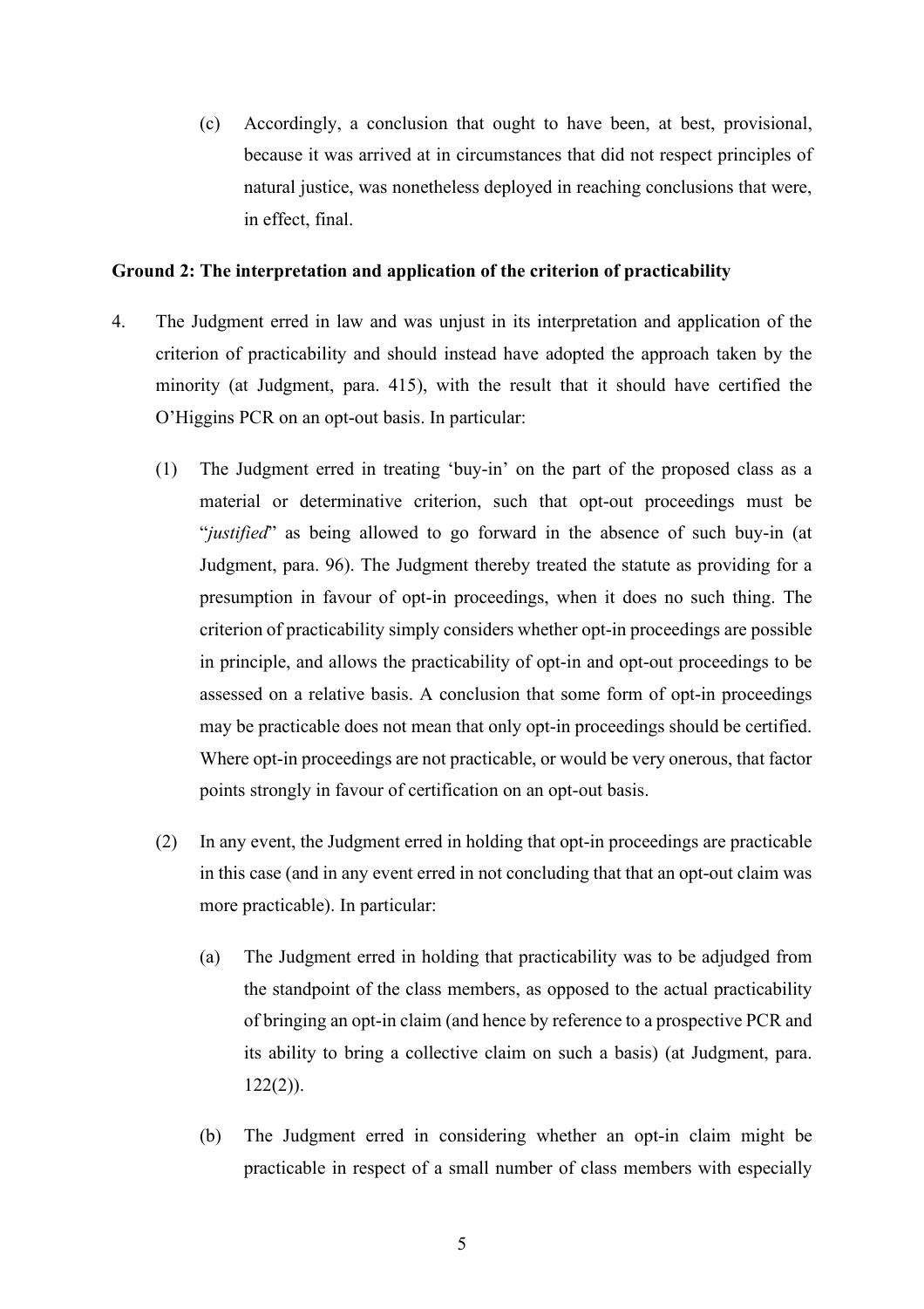(c) Accordingly, a conclusion that ought to have been, at best, provisional, because it was arrived at in circumstances that did not respect principles of natural justice, was nonetheless deployed in reaching conclusions that were, in effect, final.

**Ground 2: The interpretation and application of the criterion of practicability**

4. The Judgment erred in law and was unjust in its interpretation and application of the criterion of practicability and should instead have adopted the approach taken by the minority (at Judgment, para. 415), with the result that it should have certified the O'Higgins PCR on an opt-out basis. In particular:

   (1) The Judgment erred in treating 'buy-in' on the part of the proposed class as a material or determinative criterion, such that opt-out proceedings must be "*justified*" as being allowed to go forward in the absence of such buy-in (at Judgment, para. 96). The Judgment thereby treated the statute as providing for a presumption in favour of opt-in proceedings, when it does no such thing. The criterion of practicability simply considers whether opt-in proceedings are possible in principle, and allows the practicability of opt-in and opt-out proceedings to be assessed on a relative basis. A conclusion that some form of opt-in proceedings may be practicable does not mean that only opt-in proceedings should be certified. Where opt-in proceedings are not practicable, or would be very onerous, that factor points strongly in favour of certification on an opt-out basis.

   (2) In any event, the Judgment erred in holding that opt-in proceedings are practicable in this case (and in any event erred in not concluding that that an opt-out claim was more practicable). In particular:

      (a) The Judgment erred in holding that practicability was to be adjudged from the standpoint of the class members, as opposed to the actual practicability of bringing an opt-in claim (and hence by reference to a prospective PCR and its ability to bring a collective claim on such a basis) (at Judgment, para. 122(2)).

      (b) The Judgment erred in considering whether an opt-in claim might be practicable in respect of a small number of class members with especially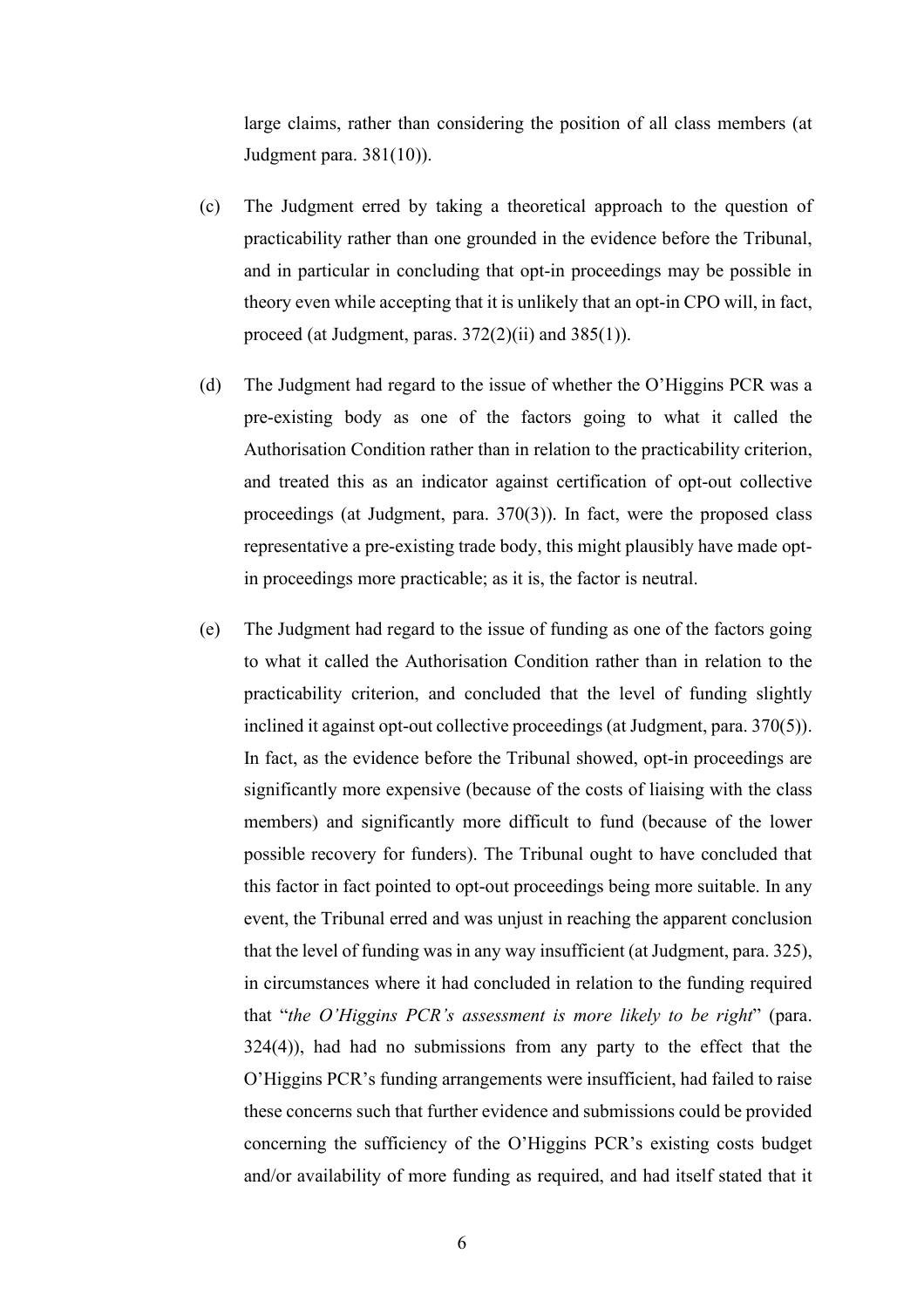large claims, rather than considering the position of all class members (at Judgment para. 381(10)).

(c) The Judgment erred by taking a theoretical approach to the question of practicability rather than one grounded in the evidence before the Tribunal, and in particular in concluding that opt-in proceedings may be possible in theory even while accepting that it is unlikely that an opt-in CPO will, in fact, proceed (at Judgment, paras. 372(2)(ii) and 385(1)).

(d) The Judgment had regard to the issue of whether the O'Higgins PCR was a pre-existing body as one of the factors going to what it called the Authorisation Condition rather than in relation to the practicability criterion, and treated this as an indicator against certification of opt-out collective proceedings (at Judgment, para. 370(3)). In fact, were the proposed class representative a pre-existing trade body, this might plausibly have made opt-in proceedings more practicable; as it is, the factor is neutral.

(e) The Judgment had regard to the issue of funding as one of the factors going to what it called the Authorisation Condition rather than in relation to the practicability criterion, and concluded that the level of funding slightly inclined it against opt-out collective proceedings (at Judgment, para. 370(5)). In fact, as the evidence before the Tribunal showed, opt-in proceedings are significantly more expensive (because of the costs of liaising with the class members) and significantly more difficult to fund (because of the lower possible recovery for funders). The Tribunal ought to have concluded that this factor in fact pointed to opt-out proceedings being more suitable. In any event, the Tribunal erred and was unjust in reaching the apparent conclusion that the level of funding was in any way insufficient (at Judgment, para. 325), in circumstances where it had concluded in relation to the funding required that "*the O'Higgins PCR's assessment is more likely to be right*" (para. 324(4)), had had no submissions from any party to the effect that the O'Higgins PCR's funding arrangements were insufficient, had failed to raise these concerns such that further evidence and submissions could be provided concerning the sufficiency of the O'Higgins PCR's existing costs budget and/or availability of more funding as required, and had itself stated that it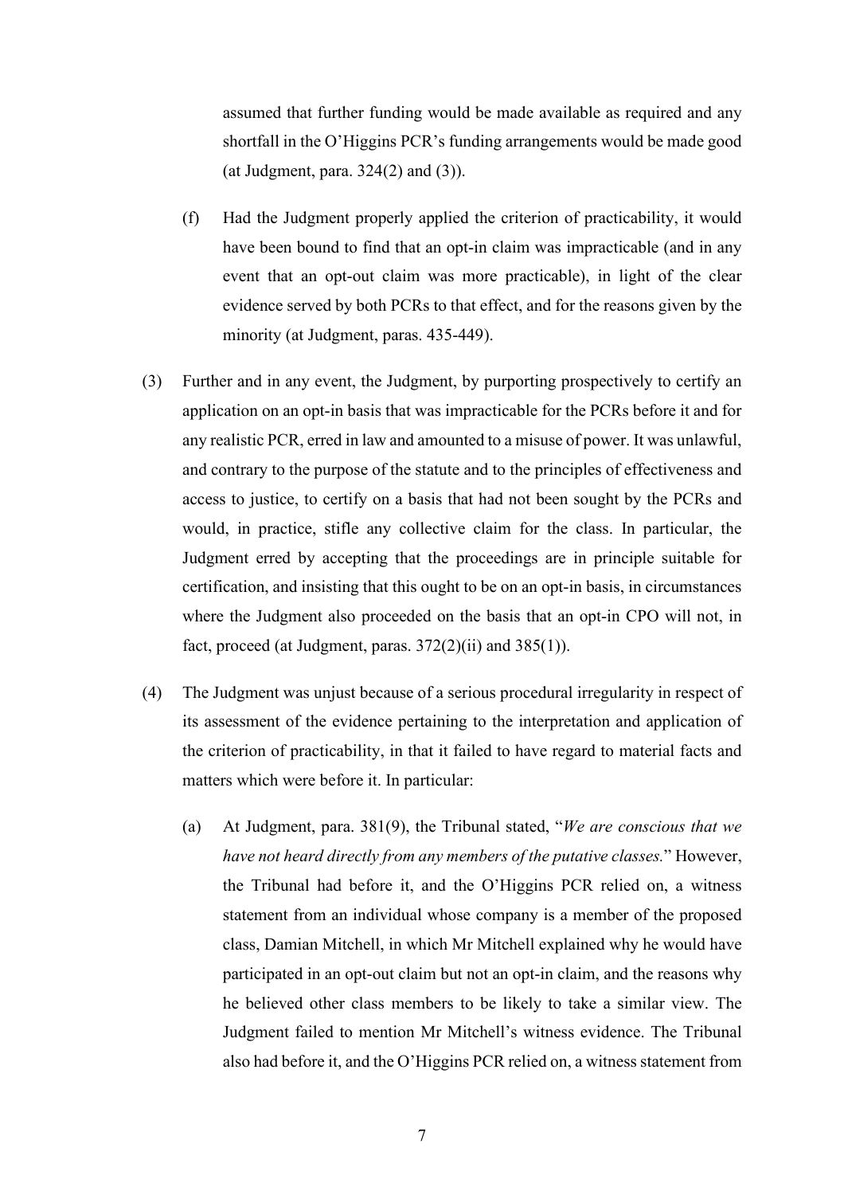assumed that further funding would be made available as required and any shortfall in the O'Higgins PCR's funding arrangements would be made good (at Judgment, para. 324(2) and (3)).

(f) Had the Judgment properly applied the criterion of practicability, it would have been bound to find that an opt-in claim was impracticable (and in any event that an opt-out claim was more practicable), in light of the clear evidence served by both PCRs to that effect, and for the reasons given by the minority (at Judgment, paras. 435-449).

(3) Further and in any event, the Judgment, by purporting prospectively to certify an application on an opt-in basis that was impracticable for the PCRs before it and for any realistic PCR, erred in law and amounted to a misuse of power. It was unlawful, and contrary to the purpose of the statute and to the principles of effectiveness and access to justice, to certify on a basis that had not been sought by the PCRs and would, in practice, stifle any collective claim for the class. In particular, the Judgment erred by accepting that the proceedings are in principle suitable for certification, and insisting that this ought to be on an opt-in basis, in circumstances where the Judgment also proceeded on the basis that an opt-in CPO will not, in fact, proceed (at Judgment, paras. 372(2)(ii) and 385(1)).

(4) The Judgment was unjust because of a serious procedural irregularity in respect of its assessment of the evidence pertaining to the interpretation and application of the criterion of practicability, in that it failed to have regard to material facts and matters which were before it. In particular:

(a) At Judgment, para. 381(9), the Tribunal stated, "*We are conscious that we have not heard directly from any members of the putative classes.*" However, the Tribunal had before it, and the O'Higgins PCR relied on, a witness statement from an individual whose company is a member of the proposed class, Damian Mitchell, in which Mr Mitchell explained why he would have participated in an opt-out claim but not an opt-in claim, and the reasons why he believed other class members to be likely to take a similar view. The Judgment failed to mention Mr Mitchell's witness evidence. The Tribunal also had before it, and the O'Higgins PCR relied on, a witness statement from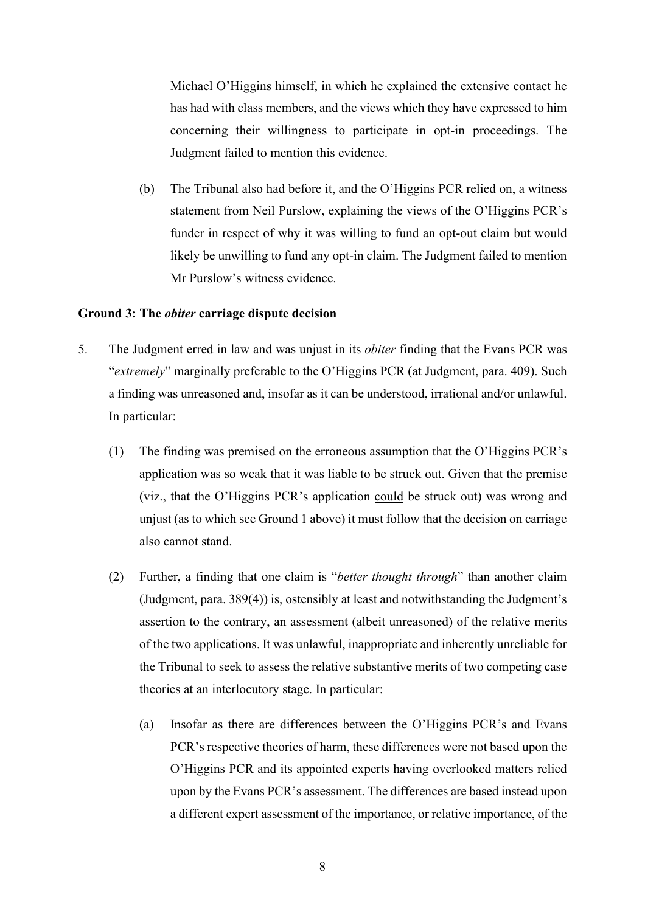Michael O'Higgins himself, in which he explained the extensive contact he has had with class members, and the views which they have expressed to him concerning their willingness to participate in opt-in proceedings. The Judgment failed to mention this evidence.

(b) The Tribunal also had before it, and the O'Higgins PCR relied on, a witness statement from Neil Purslow, explaining the views of the O'Higgins PCR's funder in respect of why it was willing to fund an opt-out claim but would likely be unwilling to fund any opt-in claim. The Judgment failed to mention Mr Purslow's witness evidence.

**Ground 3: The *obiter* carriage dispute decision**

5. The Judgment erred in law and was unjust in its *obiter* finding that the Evans PCR was "*extremely*" marginally preferable to the O'Higgins PCR (at Judgment, para. 409). Such a finding was unreasoned and, insofar as it can be understood, irrational and/or unlawful. In particular:

   (1) The finding was premised on the erroneous assumption that the O'Higgins PCR's application was so weak that it was liable to be struck out. Given that the premise (viz., that the O'Higgins PCR's application <u>could</u> be struck out) was wrong and unjust (as to which see Ground 1 above) it must follow that the decision on carriage also cannot stand.

   (2) Further, a finding that one claim is "*better thought through*" than another claim (Judgment, para. 389(4)) is, ostensibly at least and notwithstanding the Judgment's assertion to the contrary, an assessment (albeit unreasoned) of the relative merits of the two applications. It was unlawful, inappropriate and inherently unreliable for the Tribunal to seek to assess the relative substantive merits of two competing case theories at an interlocutory stage. In particular:

      (a) Insofar as there are differences between the O'Higgins PCR's and Evans PCR's respective theories of harm, these differences were not based upon the O'Higgins PCR and its appointed experts having overlooked matters relied upon by the Evans PCR's assessment. The differences are based instead upon a different expert assessment of the importance, or relative importance, of the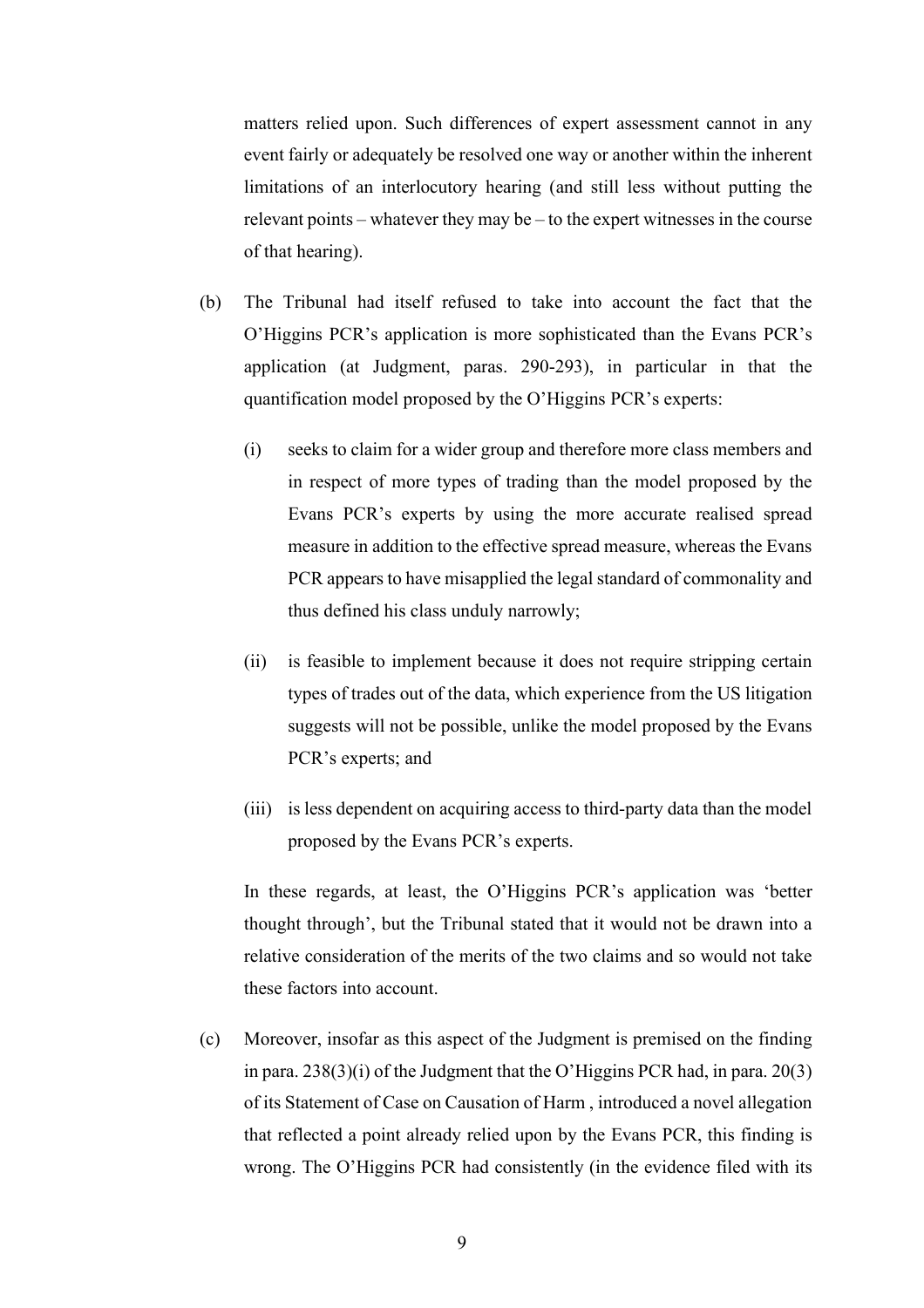matters relied upon. Such differences of expert assessment cannot in any event fairly or adequately be resolved one way or another within the inherent limitations of an interlocutory hearing (and still less without putting the relevant points – whatever they may be – to the expert witnesses in the course of that hearing).

(b) The Tribunal had itself refused to take into account the fact that the O'Higgins PCR's application is more sophisticated than the Evans PCR's application (at Judgment, paras. 290-293), in particular in that the quantification model proposed by the O'Higgins PCR's experts:

   (i) seeks to claim for a wider group and therefore more class members and in respect of more types of trading than the model proposed by the Evans PCR's experts by using the more accurate realised spread measure in addition to the effective spread measure, whereas the Evans PCR appears to have misapplied the legal standard of commonality and thus defined his class unduly narrowly;

   (ii) is feasible to implement because it does not require stripping certain types of trades out of the data, which experience from the US litigation suggests will not be possible, unlike the model proposed by the Evans PCR's experts; and

   (iii) is less dependent on acquiring access to third-party data than the model proposed by the Evans PCR's experts.

   In these regards, at least, the O'Higgins PCR's application was 'better thought through', but the Tribunal stated that it would not be drawn into a relative consideration of the merits of the two claims and so would not take these factors into account.

(c) Moreover, insofar as this aspect of the Judgment is premised on the finding in para. 238(3)(i) of the Judgment that the O'Higgins PCR had, in para. 20(3) of its Statement of Case on Causation of Harm , introduced a novel allegation that reflected a point already relied upon by the Evans PCR, this finding is wrong. The O'Higgins PCR had consistently (in the evidence filed with its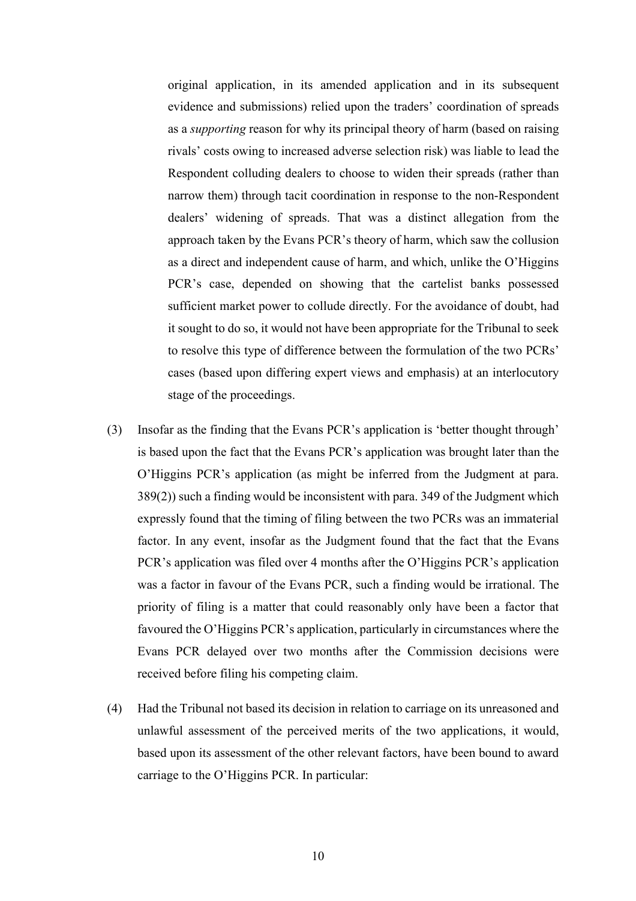original application, in its amended application and in its subsequent evidence and submissions) relied upon the traders' coordination of spreads as a *supporting* reason for why its principal theory of harm (based on raising rivals' costs owing to increased adverse selection risk) was liable to lead the Respondent colluding dealers to choose to widen their spreads (rather than narrow them) through tacit coordination in response to the non-Respondent dealers' widening of spreads. That was a distinct allegation from the approach taken by the Evans PCR's theory of harm, which saw the collusion as a direct and independent cause of harm, and which, unlike the O'Higgins PCR's case, depended on showing that the cartelist banks possessed sufficient market power to collude directly. For the avoidance of doubt, had it sought to do so, it would not have been appropriate for the Tribunal to seek to resolve this type of difference between the formulation of the two PCRs' cases (based upon differing expert views and emphasis) at an interlocutory stage of the proceedings.

(3) Insofar as the finding that the Evans PCR's application is 'better thought through' is based upon the fact that the Evans PCR's application was brought later than the O'Higgins PCR's application (as might be inferred from the Judgment at para. 389(2)) such a finding would be inconsistent with para. 349 of the Judgment which expressly found that the timing of filing between the two PCRs was an immaterial factor. In any event, insofar as the Judgment found that the fact that the Evans PCR's application was filed over 4 months after the O'Higgins PCR's application was a factor in favour of the Evans PCR, such a finding would be irrational. The priority of filing is a matter that could reasonably only have been a factor that favoured the O'Higgins PCR's application, particularly in circumstances where the Evans PCR delayed over two months after the Commission decisions were received before filing his competing claim.

(4) Had the Tribunal not based its decision in relation to carriage on its unreasoned and unlawful assessment of the perceived merits of the two applications, it would, based upon its assessment of the other relevant factors, have been bound to award carriage to the O'Higgins PCR. In particular: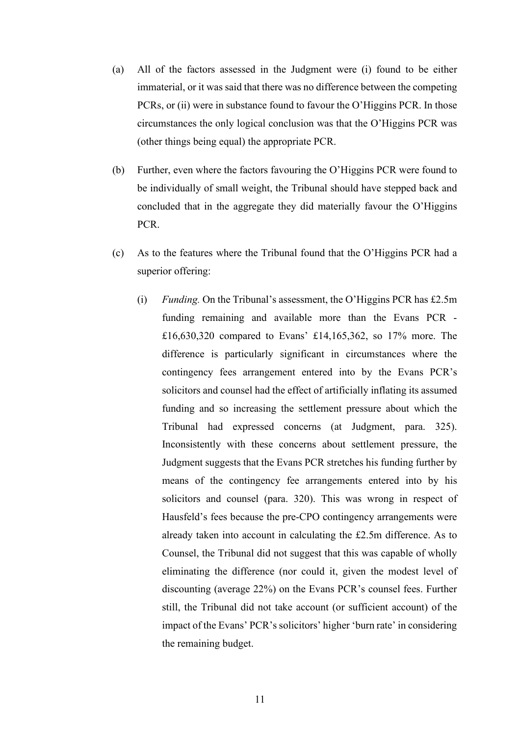(a) All of the factors assessed in the Judgment were (i) found to be either immaterial, or it was said that there was no difference between the competing PCRs, or (ii) were in substance found to favour the O'Higgins PCR. In those circumstances the only logical conclusion was that the O'Higgins PCR was (other things being equal) the appropriate PCR.

(b) Further, even where the factors favouring the O'Higgins PCR were found to be individually of small weight, the Tribunal should have stepped back and concluded that in the aggregate they did materially favour the O'Higgins PCR.

(c) As to the features where the Tribunal found that the O'Higgins PCR had a superior offering:

   (i) *Funding.* On the Tribunal's assessment, the O'Higgins PCR has £2.5m funding remaining and available more than the Evans PCR - £16,630,320 compared to Evans' £14,165,362, so 17% more. The difference is particularly significant in circumstances where the contingency fees arrangement entered into by the Evans PCR's solicitors and counsel had the effect of artificially inflating its assumed funding and so increasing the settlement pressure about which the Tribunal had expressed concerns (at Judgment, para. 325). Inconsistently with these concerns about settlement pressure, the Judgment suggests that the Evans PCR stretches his funding further by means of the contingency fee arrangements entered into by his solicitors and counsel (para. 320). This was wrong in respect of Hausfeld's fees because the pre-CPO contingency arrangements were already taken into account in calculating the £2.5m difference. As to Counsel, the Tribunal did not suggest that this was capable of wholly eliminating the difference (nor could it, given the modest level of discounting (average 22%) on the Evans PCR's counsel fees. Further still, the Tribunal did not take account (or sufficient account) of the impact of the Evans' PCR's solicitors' higher 'burn rate' in considering the remaining budget.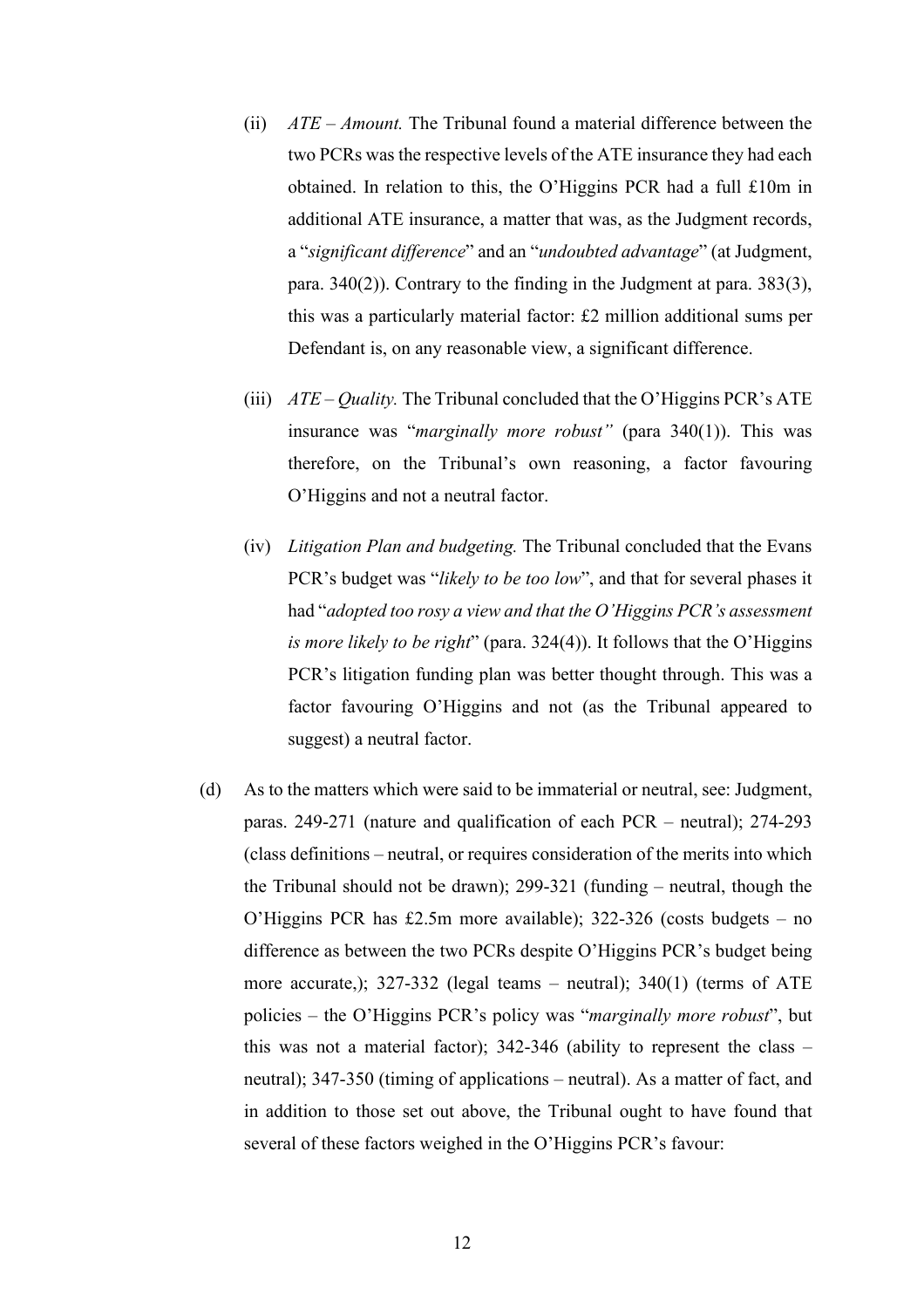(ii) *ATE – Amount.* The Tribunal found a material difference between the two PCRs was the respective levels of the ATE insurance they had each obtained. In relation to this, the O'Higgins PCR had a full £10m in additional ATE insurance, a matter that was, as the Judgment records, a "*significant difference*" and an "*undoubted advantage*" (at Judgment, para. 340(2)). Contrary to the finding in the Judgment at para. 383(3), this was a particularly material factor: £2 million additional sums per Defendant is, on any reasonable view, a significant difference.

(iii) *ATE – Quality.* The Tribunal concluded that the O'Higgins PCR's ATE insurance was "*marginally more robust"* (para 340(1)). This was therefore, on the Tribunal's own reasoning, a factor favouring O'Higgins and not a neutral factor.

(iv) *Litigation Plan and budgeting.* The Tribunal concluded that the Evans PCR's budget was "*likely to be too low*", and that for several phases it had "*adopted too rosy a view and that the O'Higgins PCR's assessment is more likely to be right*" (para. 324(4)). It follows that the O'Higgins PCR's litigation funding plan was better thought through. This was a factor favouring O'Higgins and not (as the Tribunal appeared to suggest) a neutral factor.

(d) As to the matters which were said to be immaterial or neutral, see: Judgment, paras. 249-271 (nature and qualification of each PCR – neutral); 274-293 (class definitions – neutral, or requires consideration of the merits into which the Tribunal should not be drawn); 299-321 (funding – neutral, though the O'Higgins PCR has £2.5m more available); 322-326 (costs budgets – no difference as between the two PCRs despite O'Higgins PCR's budget being more accurate,); 327-332 (legal teams – neutral); 340(1) (terms of ATE policies – the O'Higgins PCR's policy was "*marginally more robust*", but this was not a material factor); 342-346 (ability to represent the class – neutral); 347-350 (timing of applications – neutral). As a matter of fact, and in addition to those set out above, the Tribunal ought to have found that several of these factors weighed in the O'Higgins PCR's favour: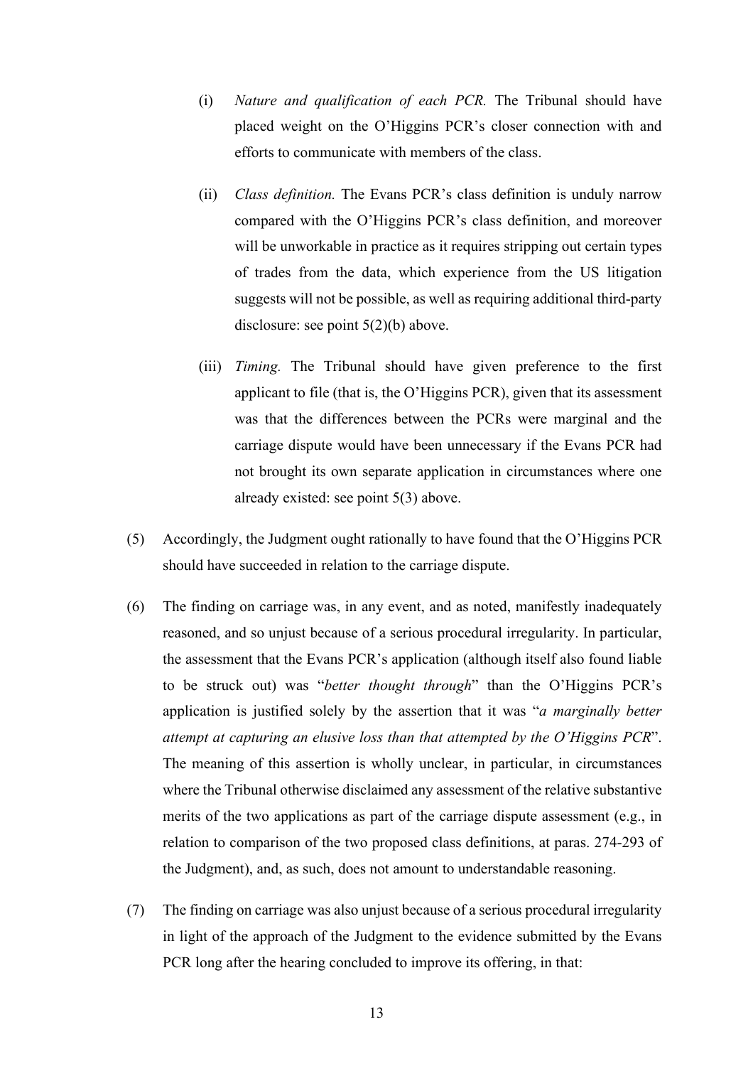(i) *Nature and qualification of each PCR.* The Tribunal should have placed weight on the O'Higgins PCR's closer connection with and efforts to communicate with members of the class.

(ii) *Class definition.* The Evans PCR's class definition is unduly narrow compared with the O'Higgins PCR's class definition, and moreover will be unworkable in practice as it requires stripping out certain types of trades from the data, which experience from the US litigation suggests will not be possible, as well as requiring additional third-party disclosure: see point 5(2)(b) above.

(iii) *Timing.* The Tribunal should have given preference to the first applicant to file (that is, the O'Higgins PCR), given that its assessment was that the differences between the PCRs were marginal and the carriage dispute would have been unnecessary if the Evans PCR had not brought its own separate application in circumstances where one already existed: see point 5(3) above.

(5) Accordingly, the Judgment ought rationally to have found that the O'Higgins PCR should have succeeded in relation to the carriage dispute.

(6) The finding on carriage was, in any event, and as noted, manifestly inadequately reasoned, and so unjust because of a serious procedural irregularity. In particular, the assessment that the Evans PCR's application (although itself also found liable to be struck out) was "*better thought through*" than the O'Higgins PCR's application is justified solely by the assertion that it was "*a marginally better attempt at capturing an elusive loss than that attempted by the O'Higgins PCR*". The meaning of this assertion is wholly unclear, in particular, in circumstances where the Tribunal otherwise disclaimed any assessment of the relative substantive merits of the two applications as part of the carriage dispute assessment (e.g., in relation to comparison of the two proposed class definitions, at paras. 274-293 of the Judgment), and, as such, does not amount to understandable reasoning.

(7) The finding on carriage was also unjust because of a serious procedural irregularity in light of the approach of the Judgment to the evidence submitted by the Evans PCR long after the hearing concluded to improve its offering, in that: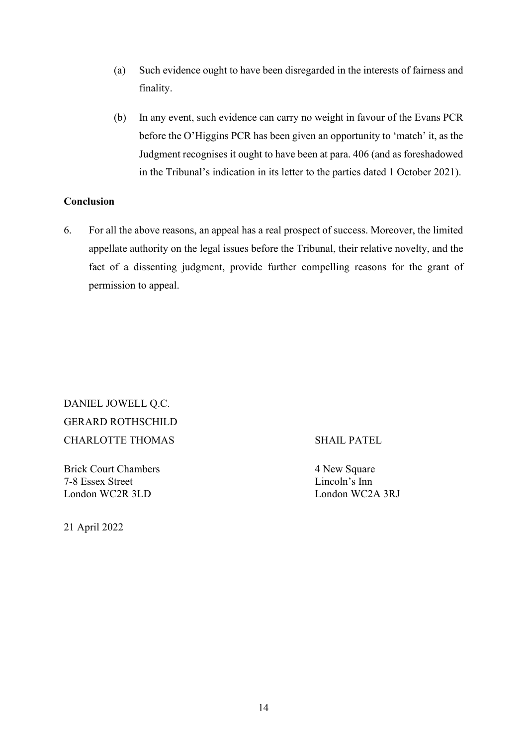(a) Such evidence ought to have been disregarded in the interests of fairness and finality.

(b) In any event, such evidence can carry no weight in favour of the Evans PCR before the O'Higgins PCR has been given an opportunity to 'match' it, as the Judgment recognises it ought to have been at para. 406 (and as foreshadowed in the Tribunal's indication in its letter to the parties dated 1 October 2021).

**Conclusion**

6. For all the above reasons, an appeal has a real prospect of success. Moreover, the limited appellate authority on the legal issues before the Tribunal, their relative novelty, and the fact of a dissenting judgment, provide further compelling reasons for the grant of permission to appeal.

DANIEL JOWELL Q.C.
GERARD ROTHSCHILD
CHARLOTTE THOMAS

Brick Court Chambers
7-8 Essex Street
London WC2R 3LD

SHAIL PATEL

4 New Square
Lincoln's Inn
London WC2A 3RJ

21 April 2022